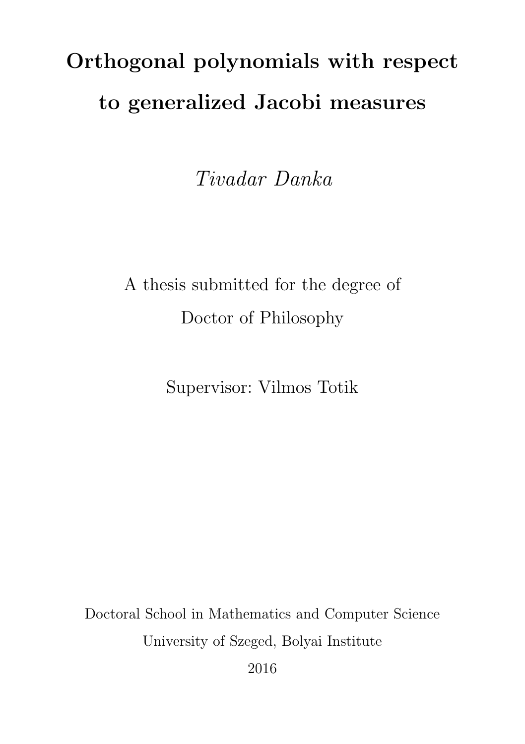# Orthogonal polynomials with respect to generalized Jacobi measures

*Tivadar Danka*

A thesis submitted for the degree of
Doctor of Philosophy

Supervisor: Vilmos Totik

Doctoral School in Mathematics and Computer Science
University of Szeged, Bolyai Institute
2016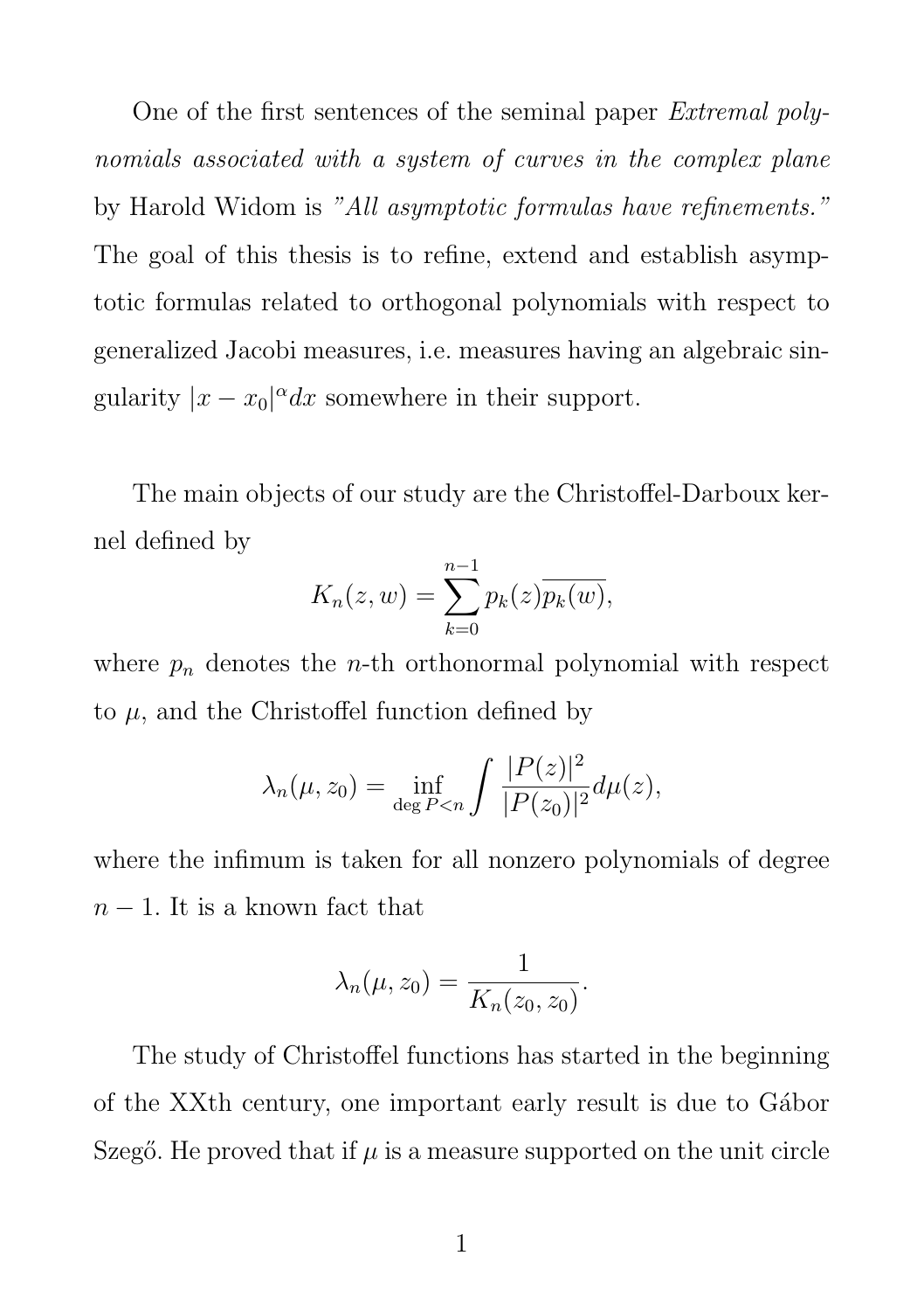One of the first sentences of the seminal paper *Extremal polynomials associated with a system of curves in the complex plane* by Harold Widom is *"All asymptotic formulas have refinements."* The goal of this thesis is to refine, extend and establish asymptotic formulas related to orthogonal polynomials with respect to generalized Jacobi measures, i.e. measures having an algebraic singularity $|x - x_0|^\alpha dx$ somewhere in their support.

The main objects of our study are the Christoffel-Darboux kernel defined by

$$K_n(z, w) = \sum_{k=0}^{n-1} p_k(z)\overline{p_k(w)},$$

where $p_n$ denotes the $n$-th orthonormal polynomial with respect to $\mu$, and the Christoffel function defined by

$$\lambda_n(\mu, z_0) = \inf_{\deg P < n} \int \frac{|P(z)|^2}{|P(z_0)|^2} d\mu(z),$$

where the infimum is taken for all nonzero polynomials of degree $n - 1$. It is a known fact that

$$\lambda_n(\mu, z_0) = \frac{1}{K_n(z_0, z_0)}.$$

The study of Christoffel functions has started in the beginning of the XXth century, one important early result is due to Gábor Szegő. He proved that if $\mu$ is a measure supported on the unit circle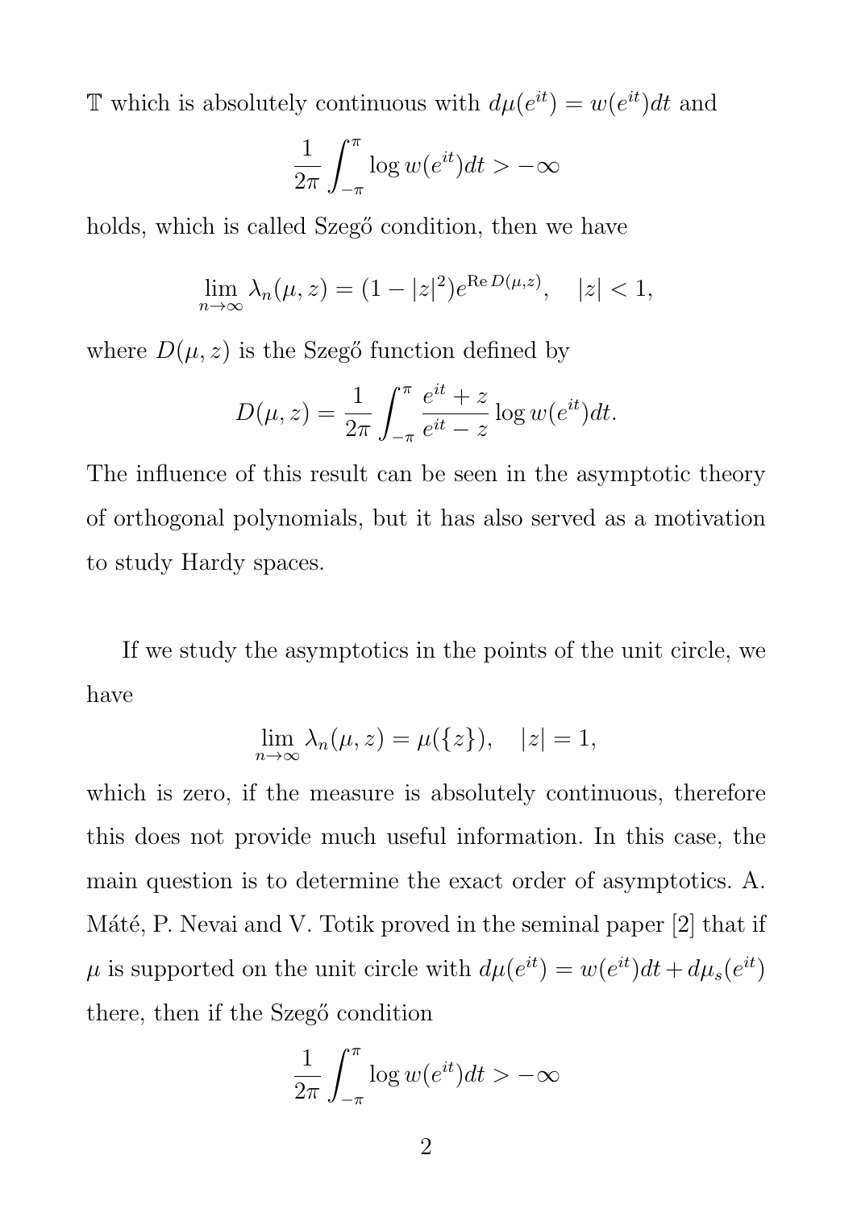$\mathbb{T}$ which is absolutely continuous with $d\mu(e^{it}) = w(e^{it})dt$ and

$$\frac{1}{2\pi}\int_{-\pi}^{\pi} \log w(e^{it})dt > -\infty$$

holds, which is called Szegő condition, then we have

$$\lim_{n\to\infty} \lambda_n(\mu, z) = (1-|z|^2)e^{\operatorname{Re} D(\mu,z)}, \quad |z| < 1,$$

where $D(\mu, z)$ is the Szegő function defined by

$$D(\mu, z) = \frac{1}{2\pi}\int_{-\pi}^{\pi} \frac{e^{it}+z}{e^{it}-z} \log w(e^{it})dt.$$

The influence of this result can be seen in the asymptotic theory of orthogonal polynomials, but it has also served as a motivation to study Hardy spaces.

If we study the asymptotics in the points of the unit circle, we have

$$\lim_{n\to\infty} \lambda_n(\mu, z) = \mu(\{z\}), \quad |z| = 1,$$

which is zero, if the measure is absolutely continuous, therefore this does not provide much useful information. In this case, the main question is to determine the exact order of asymptotics. A. Máté, P. Nevai and V. Totik proved in the seminal paper [2] that if $\mu$ is supported on the unit circle with $d\mu(e^{it}) = w(e^{it})dt + d\mu_s(e^{it})$ there, then if the Szegő condition

$$\frac{1}{2\pi}\int_{-\pi}^{\pi} \log w(e^{it})dt > -\infty$$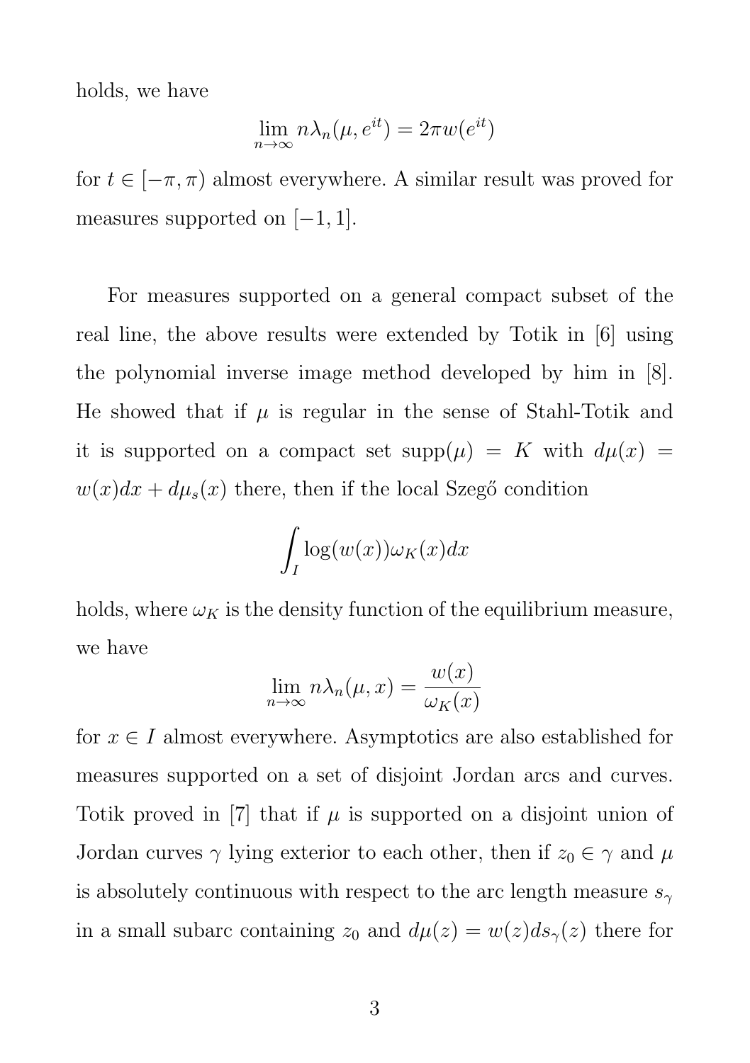holds, we have

$$\lim_{n\to\infty} n\lambda_n(\mu, e^{it}) = 2\pi w(e^{it})$$

for $t \in [-\pi, \pi)$ almost everywhere. A similar result was proved for measures supported on $[-1, 1]$.

For measures supported on a general compact subset of the real line, the above results were extended by Totik in [6] using the polynomial inverse image method developed by him in [8]. He showed that if $\mu$ is regular in the sense of Stahl-Totik and it is supported on a compact set $\text{supp}(\mu) = K$ with $d\mu(x) = w(x)dx + d\mu_s(x)$ there, then if the local Szegő condition

$$\int_I \log(w(x))\omega_K(x)dx$$

holds, where $\omega_K$ is the density function of the equilibrium measure, we have

$$\lim_{n\to\infty} n\lambda_n(\mu, x) = \frac{w(x)}{\omega_K(x)}$$

for $x \in I$ almost everywhere. Asymptotics are also established for measures supported on a set of disjoint Jordan arcs and curves. Totik proved in [7] that if $\mu$ is supported on a disjoint union of Jordan curves $\gamma$ lying exterior to each other, then if $z_0 \in \gamma$ and $\mu$ is absolutely continuous with respect to the arc length measure $s_\gamma$ in a small subarc containing $z_0$ and $d\mu(z) = w(z)ds_\gamma(z)$ there for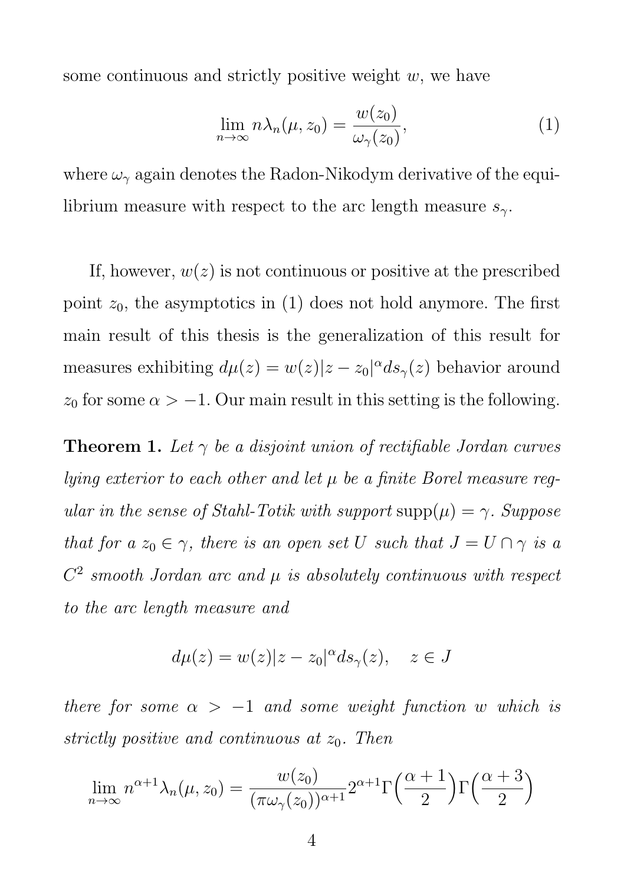some continuous and strictly positive weight $w$, we have

$$\lim_{n\to\infty} n\lambda_n(\mu, z_0) = \frac{w(z_0)}{\omega_\gamma(z_0)}, \tag{1}$$

where $\omega_\gamma$ again denotes the Radon-Nikodym derivative of the equilibrium measure with respect to the arc length measure $s_\gamma$.

If, however, $w(z)$ is not continuous or positive at the prescribed point $z_0$, the asymptotics in (1) does not hold anymore. The first main result of this thesis is the generalization of this result for measures exhibiting $d\mu(z) = w(z)|z - z_0|^\alpha ds_\gamma(z)$ behavior around $z_0$ for some $\alpha > -1$. Our main result in this setting is the following.

**Theorem 1.** *Let $\gamma$ be a disjoint union of rectifiable Jordan curves lying exterior to each other and let $\mu$ be a finite Borel measure regular in the sense of Stahl-Totik with support* $\operatorname{supp}(\mu) = \gamma$. *Suppose that for a $z_0 \in \gamma$, there is an open set $U$ such that $J = U \cap \gamma$ is a $C^2$ smooth Jordan arc and $\mu$ is absolutely continuous with respect to the arc length measure and*

$$d\mu(z) = w(z)|z - z_0|^\alpha ds_\gamma(z), \quad z \in J$$

*there for some $\alpha > -1$ and some weight function $w$ which is strictly positive and continuous at $z_0$. Then*

$$\lim_{n\to\infty} n^{\alpha+1}\lambda_n(\mu, z_0) = \frac{w(z_0)}{(\pi\omega_\gamma(z_0))^{\alpha+1}} 2^{\alpha+1}\Gamma\Big(\frac{\alpha+1}{2}\Big)\Gamma\Big(\frac{\alpha+3}{2}\Big)$$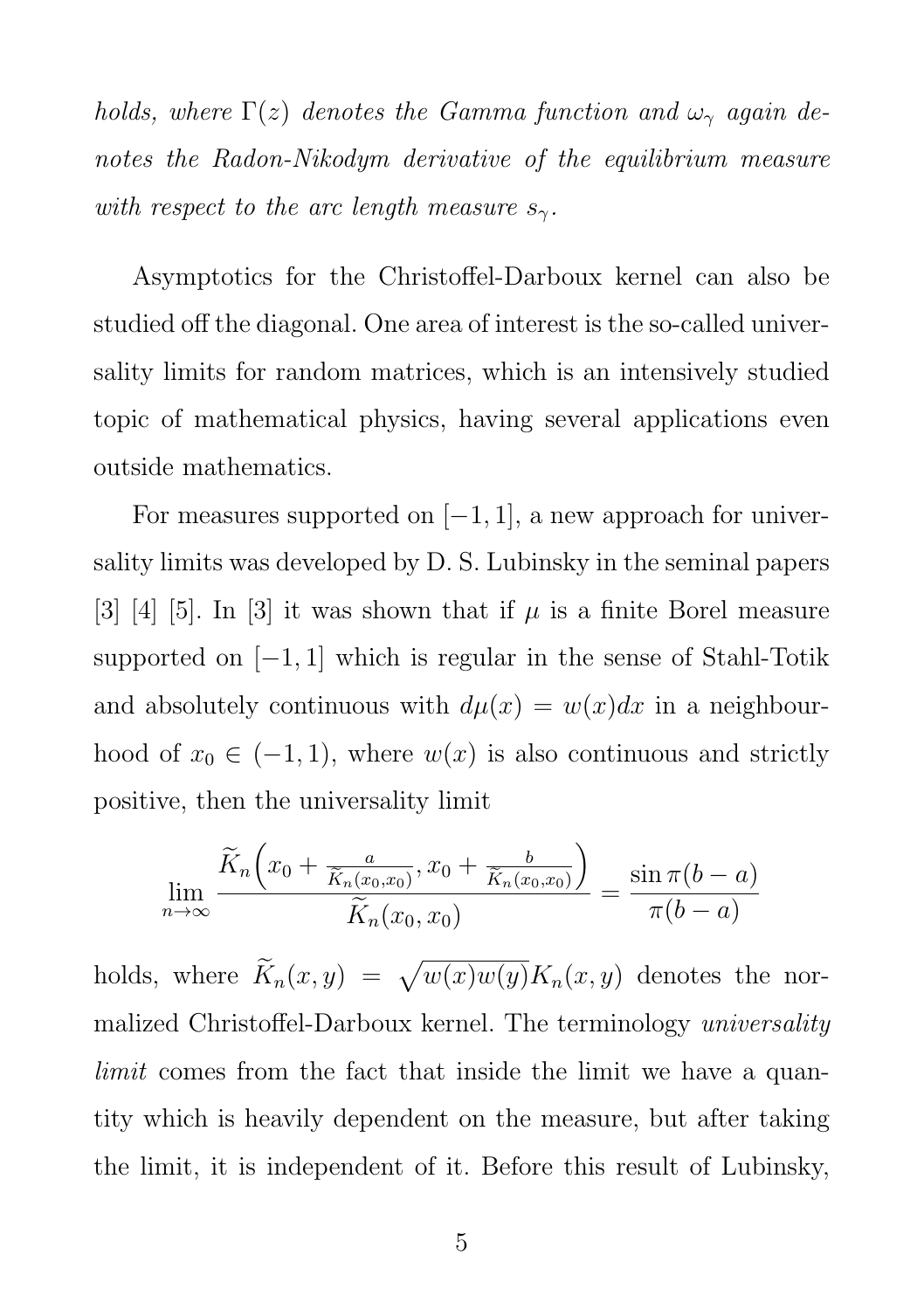*holds, where $\Gamma(z)$ denotes the Gamma function and $\omega_\gamma$ again denotes the Radon-Nikodym derivative of the equilibrium measure with respect to the arc length measure $s_\gamma$.*

Asymptotics for the Christoffel-Darboux kernel can also be studied off the diagonal. One area of interest is the so-called universality limits for random matrices, which is an intensively studied topic of mathematical physics, having several applications even outside mathematics.

For measures supported on $[-1,1]$, a new approach for universality limits was developed by D. S. Lubinsky in the seminal papers [3] [4] [5]. In [3] it was shown that if $\mu$ is a finite Borel measure supported on $[-1,1]$ which is regular in the sense of Stahl-Totik and absolutely continuous with $d\mu(x) = w(x)dx$ in a neighbourhood of $x_0 \in (-1,1)$, where $w(x)$ is also continuous and strictly positive, then the universality limit

$$\lim_{n\to\infty} \frac{\widetilde{K}_n\Big(x_0 + \frac{a}{\widetilde{K}_n(x_0,x_0)}, x_0 + \frac{b}{\widetilde{K}_n(x_0,x_0)}\Big)}{\widetilde{K}_n(x_0,x_0)} = \frac{\sin \pi(b-a)}{\pi(b-a)}$$

holds, where $\widetilde{K}_n(x,y) = \sqrt{w(x)w(y)}K_n(x,y)$ denotes the normalized Christoffel-Darboux kernel. The terminology *universality limit* comes from the fact that inside the limit we have a quantity which is heavily dependent on the measure, but after taking the limit, it is independent of it. Before this result of Lubinsky,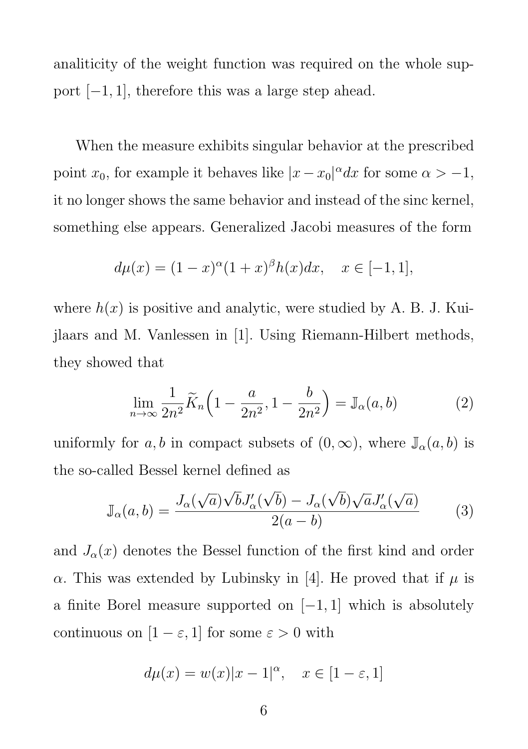analiticity of the weight function was required on the whole support $[-1,1]$, therefore this was a large step ahead.

When the measure exhibits singular behavior at the prescribed point $x_0$, for example it behaves like $|x-x_0|^\alpha dx$ for some $\alpha > -1$, it no longer shows the same behavior and instead of the sinc kernel, something else appears. Generalized Jacobi measures of the form

$$d\mu(x) = (1-x)^\alpha (1+x)^\beta h(x) dx, \quad x \in [-1,1],$$

where $h(x)$ is positive and analytic, were studied by A. B. J. Kuijlaars and M. Vanlessen in [1]. Using Riemann-Hilbert methods, they showed that

$$\lim_{n\to\infty} \frac{1}{2n^2} \widetilde{K}_n\Big(1 - \frac{a}{2n^2}, 1 - \frac{b}{2n^2}\Big) = \mathbb{J}_\alpha(a,b) \tag{2}$$

uniformly for $a, b$ in compact subsets of $(0,\infty)$, where $\mathbb{J}_\alpha(a,b)$ is the so-called Bessel kernel defined as

$$\mathbb{J}_\alpha(a,b) = \frac{J_\alpha(\sqrt{a})\sqrt{b}J'_\alpha(\sqrt{b}) - J_\alpha(\sqrt{b})\sqrt{a}J'_\alpha(\sqrt{a})}{2(a-b)} \tag{3}$$

and $J_\alpha(x)$ denotes the Bessel function of the first kind and order $\alpha$. This was extended by Lubinsky in [4]. He proved that if $\mu$ is a finite Borel measure supported on $[-1,1]$ which is absolutely continuous on $[1-\varepsilon, 1]$ for some $\varepsilon > 0$ with

$$d\mu(x) = w(x)|x-1|^\alpha, \quad x \in [1-\varepsilon, 1]$$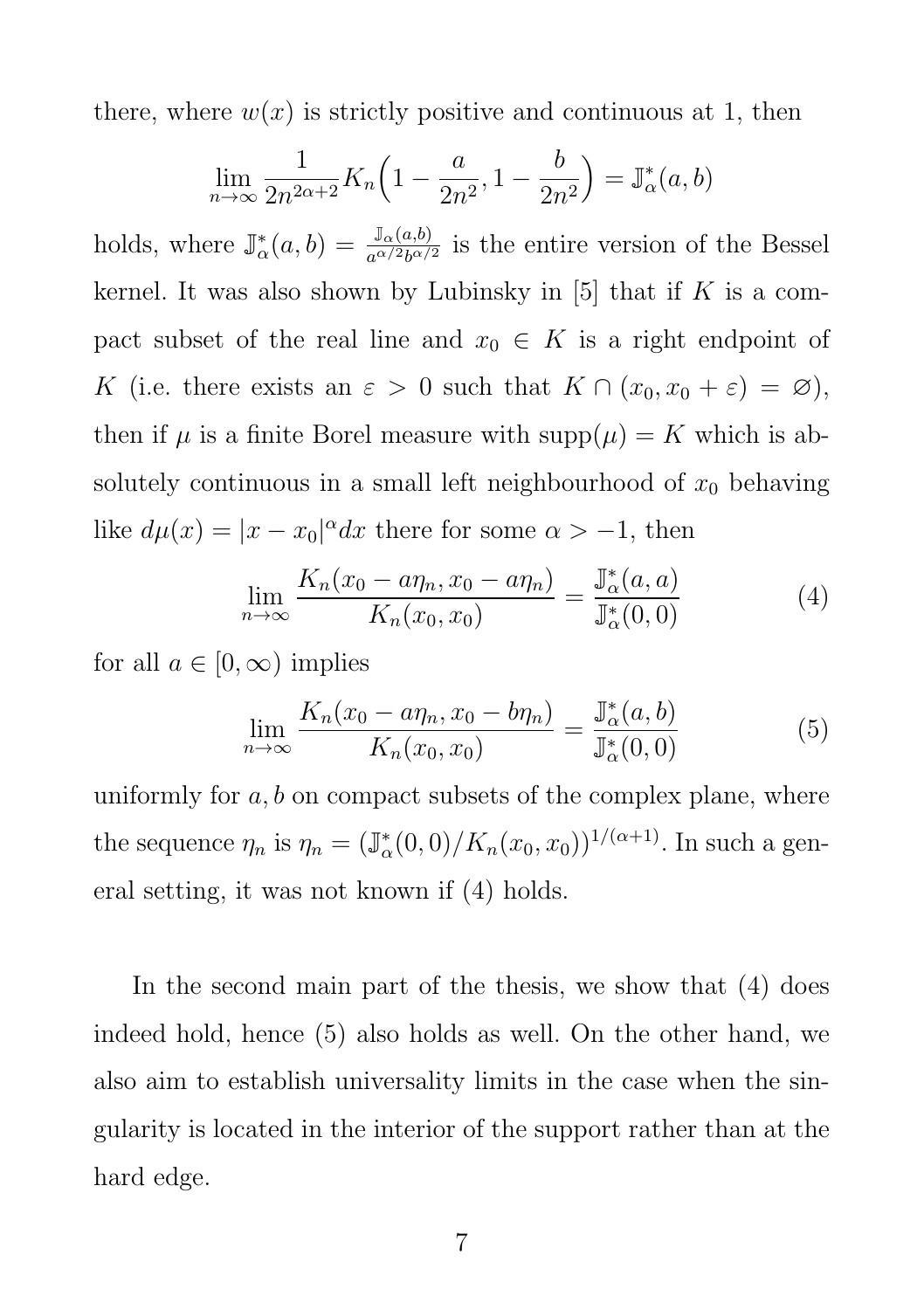there, where $w(x)$ is strictly positive and continuous at 1, then

$$\lim_{n\to\infty} \frac{1}{2n^{2\alpha+2}} K_n\Big(1-\frac{a}{2n^2}, 1-\frac{b}{2n^2}\Big) = \mathbb{J}_\alpha^*(a,b)$$

holds, where $\mathbb{J}_\alpha^*(a,b) = \frac{\mathbb{J}_\alpha(a,b)}{a^{\alpha/2}b^{\alpha/2}}$ is the entire version of the Bessel kernel. It was also shown by Lubinsky in [5] that if $K$ is a compact subset of the real line and $x_0 \in K$ is a right endpoint of $K$ (i.e. there exists an $\varepsilon > 0$ such that $K \cap (x_0, x_0+\varepsilon) = \varnothing$), then if $\mu$ is a finite Borel measure with $\operatorname{supp}(\mu) = K$ which is absolutely continuous in a small left neighbourhood of $x_0$ behaving like $d\mu(x) = |x-x_0|^\alpha dx$ there for some $\alpha > -1$, then

$$\lim_{n\to\infty} \frac{K_n(x_0 - a\eta_n, x_0 - a\eta_n)}{K_n(x_0, x_0)} = \frac{\mathbb{J}_\alpha^*(a,a)}{\mathbb{J}_\alpha^*(0,0)} \tag{4}$$

for all $a \in [0,\infty)$ implies

$$\lim_{n\to\infty} \frac{K_n(x_0 - a\eta_n, x_0 - b\eta_n)}{K_n(x_0, x_0)} = \frac{\mathbb{J}_\alpha^*(a,b)}{\mathbb{J}_\alpha^*(0,0)} \tag{5}$$

uniformly for $a, b$ on compact subsets of the complex plane, where the sequence $\eta_n$ is $\eta_n = (\mathbb{J}_\alpha^*(0,0)/K_n(x_0,x_0))^{1/(\alpha+1)}$. In such a general setting, it was not known if (4) holds.

In the second main part of the thesis, we show that (4) does indeed hold, hence (5) also holds as well. On the other hand, we also aim to establish universality limits in the case when the singularity is located in the interior of the support rather than at the hard edge.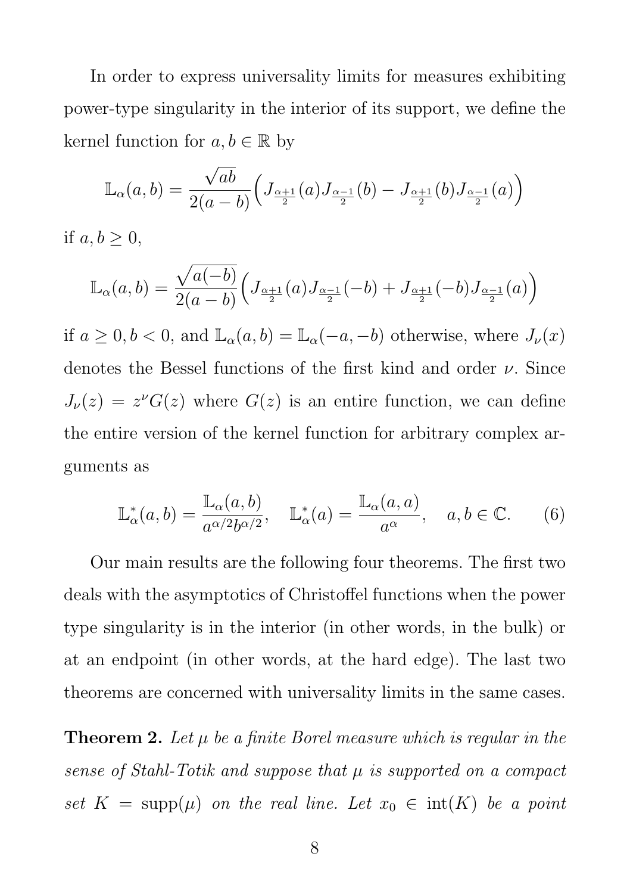In order to express universality limits for measures exhibiting power-type singularity in the interior of its support, we define the kernel function for $a, b \in \mathbb{R}$ by

$$\mathbb{L}_\alpha(a,b) = \frac{\sqrt{ab}}{2(a-b)}\Big(J_{\frac{\alpha+1}{2}}(a)J_{\frac{\alpha-1}{2}}(b) - J_{\frac{\alpha+1}{2}}(b)J_{\frac{\alpha-1}{2}}(a)\Big)$$

if $a, b \geq 0$,

$$\mathbb{L}_\alpha(a,b) = \frac{\sqrt{a(-b)}}{2(a-b)}\Big(J_{\frac{\alpha+1}{2}}(a)J_{\frac{\alpha-1}{2}}(-b) + J_{\frac{\alpha+1}{2}}(-b)J_{\frac{\alpha-1}{2}}(a)\Big)$$

if $a \geq 0, b < 0$, and $\mathbb{L}_\alpha(a,b) = \mathbb{L}_\alpha(-a,-b)$ otherwise, where $J_\nu(x)$ denotes the Bessel functions of the first kind and order $\nu$. Since $J_\nu(z) = z^\nu G(z)$ where $G(z)$ is an entire function, we can define the entire version of the kernel function for arbitrary complex arguments as

$$\mathbb{L}^*_\alpha(a,b) = \frac{\mathbb{L}_\alpha(a,b)}{a^{\alpha/2}b^{\alpha/2}}, \quad \mathbb{L}^*_\alpha(a) = \frac{\mathbb{L}_\alpha(a,a)}{a^\alpha}, \quad a, b \in \mathbb{C}. \tag{6}$$

Our main results are the following four theorems. The first two deals with the asymptotics of Christoffel functions when the power type singularity is in the interior (in other words, in the bulk) or at an endpoint (in other words, at the hard edge). The last two theorems are concerned with universality limits in the same cases.

**Theorem 2.** *Let $\mu$ be a finite Borel measure which is regular in the sense of Stahl-Totik and suppose that $\mu$ is supported on a compact set $K = \operatorname{supp}(\mu)$ on the real line. Let $x_0 \in \operatorname{int}(K)$ be a point*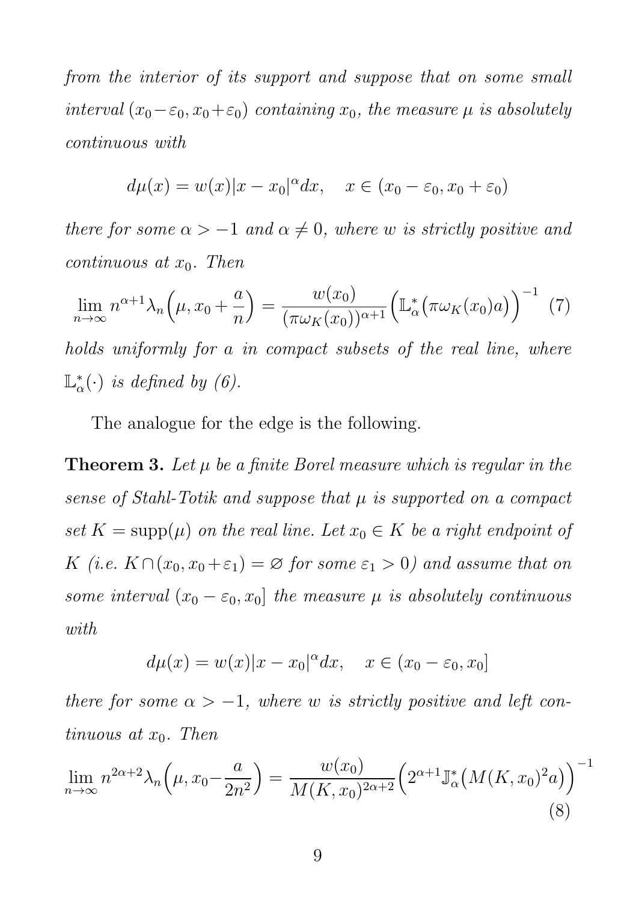*from the interior of its support and suppose that on some small interval $(x_0-\varepsilon_0, x_0+\varepsilon_0)$ containing $x_0$, the measure $\mu$ is absolutely continuous with*

$$d\mu(x) = w(x)|x-x_0|^\alpha dx, \quad x \in (x_0-\varepsilon_0, x_0+\varepsilon_0)$$

*there for some $\alpha > -1$ and $\alpha \neq 0$, where $w$ is strictly positive and continuous at $x_0$. Then*

$$\lim_{n\to\infty} n^{\alpha+1}\lambda_n\Big(\mu, x_0+\frac{a}{n}\Big) = \frac{w(x_0)}{(\pi\omega_K(x_0))^{\alpha+1}}\Big(\mathbb{L}_\alpha^*\big(\pi\omega_K(x_0)a\big)\Big)^{-1} \quad (7)$$

*holds uniformly for $a$ in compact subsets of the real line, where $\mathbb{L}_\alpha^*(\cdot)$ is defined by (6).*

The analogue for the edge is the following.

**Theorem 3.** *Let $\mu$ be a finite Borel measure which is regular in the sense of Stahl-Totik and suppose that $\mu$ is supported on a compact set $K = \operatorname{supp}(\mu)$ on the real line. Let $x_0 \in K$ be a right endpoint of $K$ (i.e. $K \cap (x_0, x_0+\varepsilon_1) = \varnothing$ for some $\varepsilon_1 > 0$) and assume that on some interval $(x_0-\varepsilon_0, x_0]$ the measure $\mu$ is absolutely continuous with*

$$d\mu(x) = w(x)|x-x_0|^\alpha dx, \quad x \in (x_0-\varepsilon_0, x_0]$$

*there for some $\alpha > -1$, where $w$ is strictly positive and left continuous at $x_0$. Then*

$$\lim_{n\to\infty} n^{2\alpha+2}\lambda_n\Big(\mu, x_0-\frac{a}{2n^2}\Big) = \frac{w(x_0)}{M(K,x_0)^{2\alpha+2}}\Big(2^{\alpha+1}\mathbb{J}_\alpha^*\big(M(K,x_0)^2 a\big)\Big)^{-1} \quad (8)$$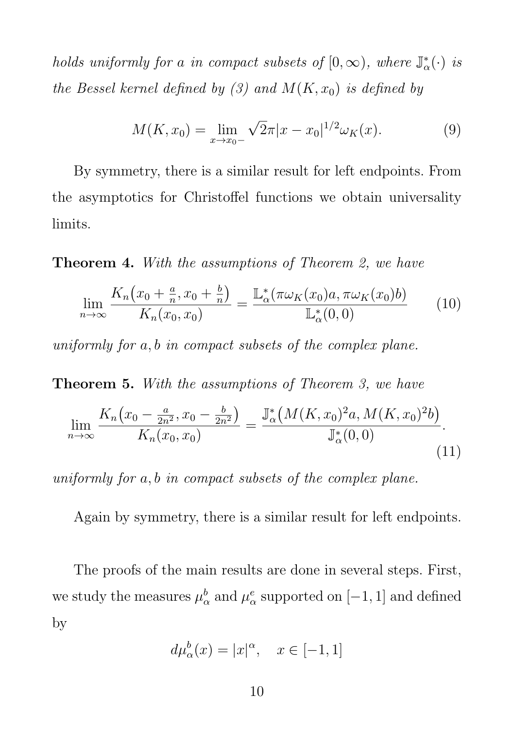*holds uniformly for $a$ in compact subsets of $[0,\infty)$, where $\mathbb{J}^*_\alpha(\cdot)$ is the Bessel kernel defined by (3) and $M(K,x_0)$ is defined by*

$$M(K,x_0) = \lim_{x\to x_0-} \sqrt{2}\pi |x-x_0|^{1/2}\omega_K(x). \tag{9}$$

By symmetry, there is a similar result for left endpoints. From the asymptotics for Christoffel functions we obtain universality limits.

**Theorem 4.** *With the assumptions of Theorem 2, we have*

$$\lim_{n\to\infty} \frac{K_n\big(x_0+\frac{a}{n}, x_0+\frac{b}{n}\big)}{K_n(x_0,x_0)} = \frac{\mathbb{L}^*_\alpha(\pi\omega_K(x_0)a, \pi\omega_K(x_0)b)}{\mathbb{L}^*_\alpha(0,0)} \tag{10}$$

*uniformly for $a,b$ in compact subsets of the complex plane.*

**Theorem 5.** *With the assumptions of Theorem 3, we have*

$$\lim_{n\to\infty} \frac{K_n\big(x_0-\frac{a}{2n^2}, x_0-\frac{b}{2n^2}\big)}{K_n(x_0,x_0)} = \frac{\mathbb{J}^*_\alpha\big(M(K,x_0)^2 a, M(K,x_0)^2 b\big)}{\mathbb{J}^*_\alpha(0,0)}. \tag{11}$$

*uniformly for $a,b$ in compact subsets of the complex plane.*

Again by symmetry, there is a similar result for left endpoints.

The proofs of the main results are done in several steps. First, we study the measures $\mu^b_\alpha$ and $\mu^e_\alpha$ supported on $[-1,1]$ and defined by

$$d\mu^b_\alpha(x) = |x|^\alpha, \quad x\in[-1,1]$$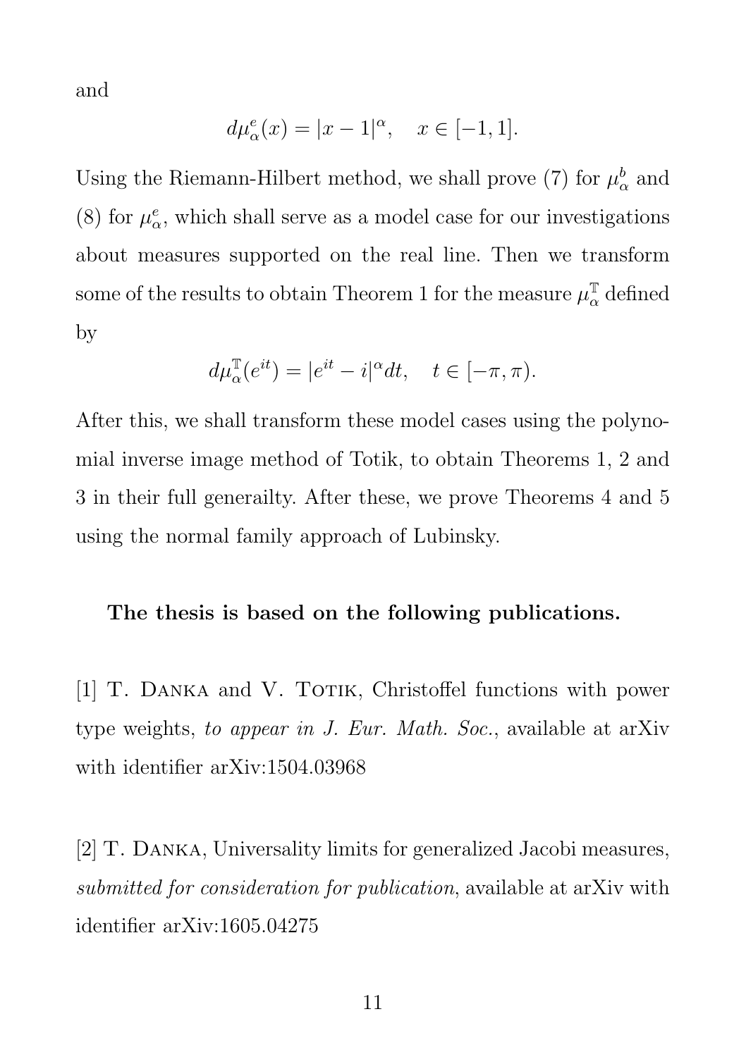and

$$d\mu_\alpha^e(x) = |x-1|^\alpha, \quad x \in [-1,1].$$

Using the Riemann-Hilbert method, we shall prove (7) for $\mu_\alpha^b$ and (8) for $\mu_\alpha^e$, which shall serve as a model case for our investigations about measures supported on the real line. Then we transform some of the results to obtain Theorem 1 for the measure $\mu_\alpha^{\mathbb{T}}$ defined by

$$d\mu_\alpha^{\mathbb{T}}(e^{it}) = |e^{it} - i|^\alpha dt, \quad t \in [-\pi, \pi).$$

After this, we shall transform these model cases using the polynomial inverse image method of Totik, to obtain Theorems 1, 2 and 3 in their full generailty. After these, we prove Theorems 4 and 5 using the normal family approach of Lubinsky.

**The thesis is based on the following publications.**

[1] T. Danka and V. Totik, Christoffel functions with power type weights, *to appear in J. Eur. Math. Soc.*, available at arXiv with identifier arXiv:1504.03968

[2] T. Danka, Universality limits for generalized Jacobi measures, *submitted for consideration for publication*, available at arXiv with identifier arXiv:1605.04275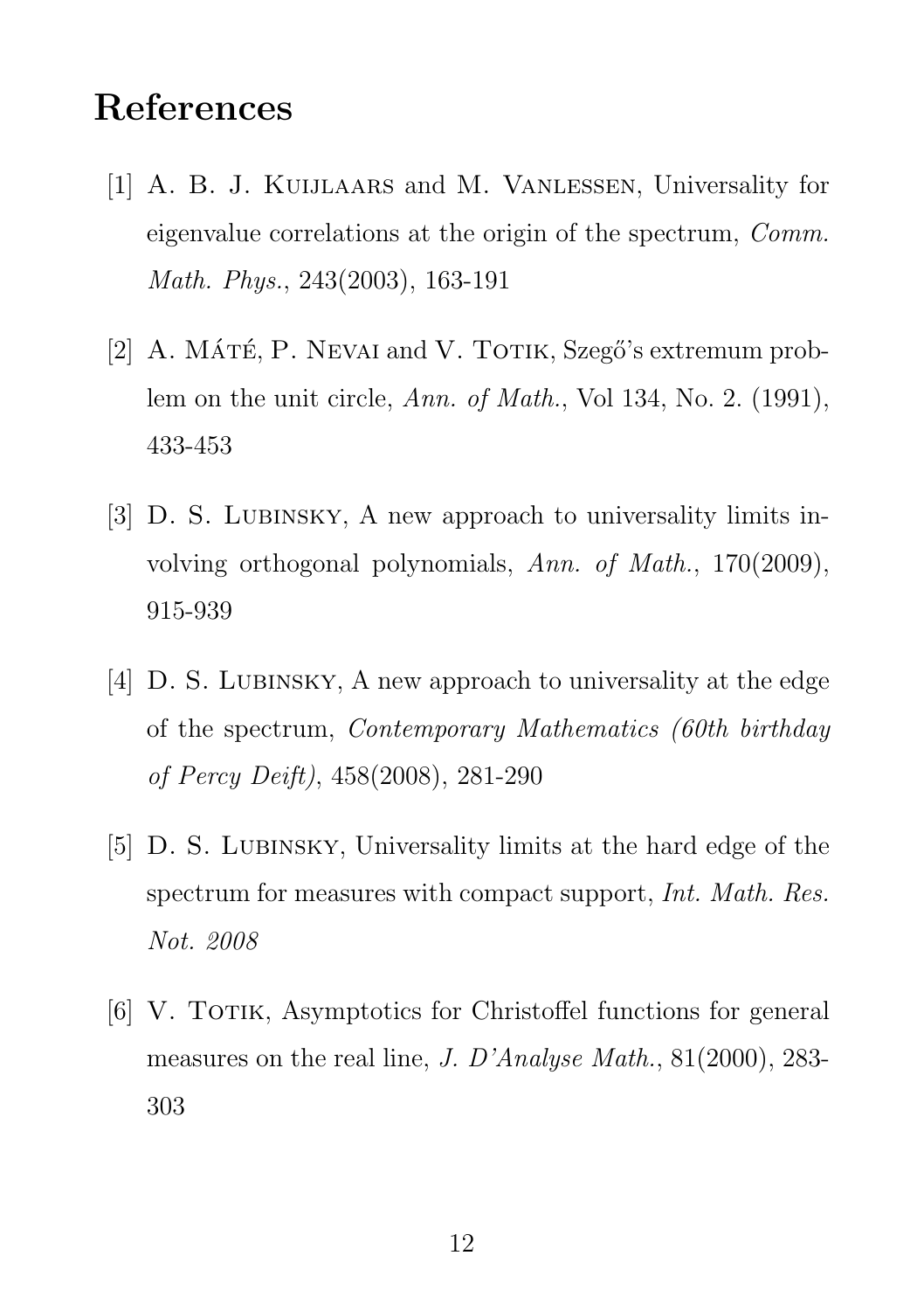# References

[1] A. B. J. Kuijlaars and M. Vanlessen, Universality for eigenvalue correlations at the origin of the spectrum, *Comm. Math. Phys.*, 243(2003), 163-191

[2] A. Máté, P. Nevai and V. Totik, Szegő's extremum problem on the unit circle, *Ann. of Math.*, Vol 134, No. 2. (1991), 433-453

[3] D. S. Lubinsky, A new approach to universality limits involving orthogonal polynomials, *Ann. of Math.*, 170(2009), 915-939

[4] D. S. Lubinsky, A new approach to universality at the edge of the spectrum, *Contemporary Mathematics (60th birthday of Percy Deift)*, 458(2008), 281-290

[5] D. S. Lubinsky, Universality limits at the hard edge of the spectrum for measures with compact support, *Int. Math. Res. Not. 2008*

[6] V. Totik, Asymptotics for Christoffel functions for general measures on the real line, *J. D'Analyse Math.*, 81(2000), 283-303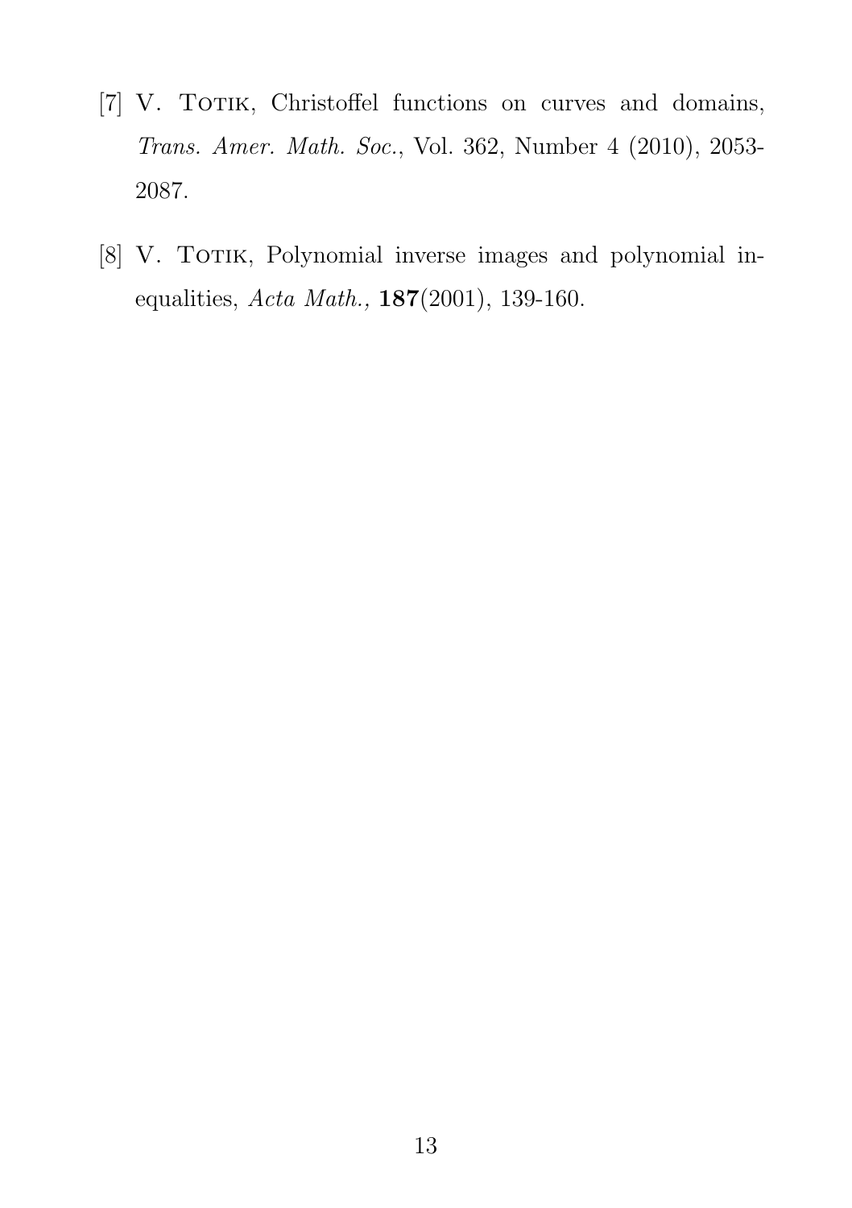[7] V. Totik, Christoffel functions on curves and domains, *Trans. Amer. Math. Soc.*, Vol. 362, Number 4 (2010), 2053-2087.

[8] V. Totik, Polynomial inverse images and polynomial inequalities, *Acta Math.,* **187**(2001), 139-160.